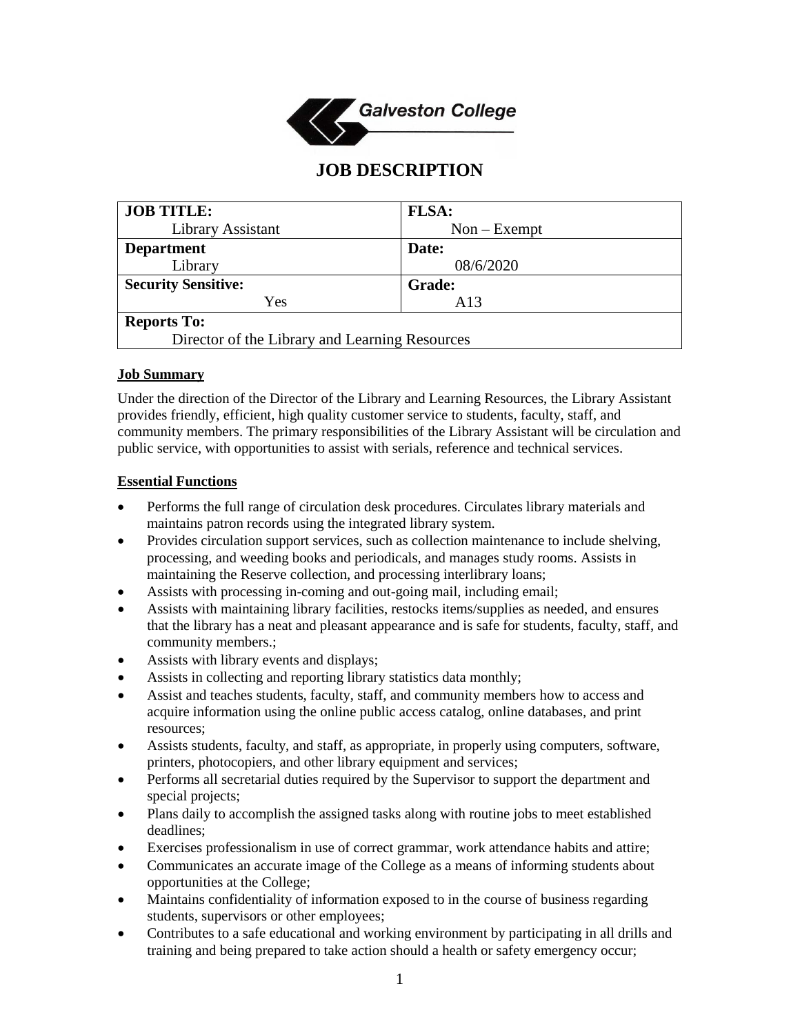Galveston College

# JOB DESCRIPTION

| JOB TITLE: Library Assistant | FLSA: Non – Exempt |
|---|---|
| **Department** Library | **Date:** 08/6/2020 |
| **Security Sensitive:** Yes | **Grade:** A13 |
| **Reports To:** Director of the Library and Learning Resources | |

## Job Summary

Under the direction of the Director of the Library and Learning Resources, the Library Assistant provides friendly, efficient, high quality customer service to students, faculty, staff, and community members. The primary responsibilities of the Library Assistant will be circulation and public service, with opportunities to assist with serials, reference and technical services.

## Essential Functions

- Performs the full range of circulation desk procedures. Circulates library materials and maintains patron records using the integrated library system.
- Provides circulation support services, such as collection maintenance to include shelving, processing, and weeding books and periodicals, and manages study rooms. Assists in maintaining the Reserve collection, and processing interlibrary loans;
- Assists with processing in-coming and out-going mail, including email;
- Assists with maintaining library facilities, restocks items/supplies as needed, and ensures that the library has a neat and pleasant appearance and is safe for students, faculty, staff, and community members.;
- Assists with library events and displays;
- Assists in collecting and reporting library statistics data monthly;
- Assist and teaches students, faculty, staff, and community members how to access and acquire information using the online public access catalog, online databases, and print resources;
- Assists students, faculty, and staff, as appropriate, in properly using computers, software, printers, photocopiers, and other library equipment and services;
- Performs all secretarial duties required by the Supervisor to support the department and special projects;
- Plans daily to accomplish the assigned tasks along with routine jobs to meet established deadlines;
- Exercises professionalism in use of correct grammar, work attendance habits and attire;
- Communicates an accurate image of the College as a means of informing students about opportunities at the College;
- Maintains confidentiality of information exposed to in the course of business regarding students, supervisors or other employees;
- Contributes to a safe educational and working environment by participating in all drills and training and being prepared to take action should a health or safety emergency occur;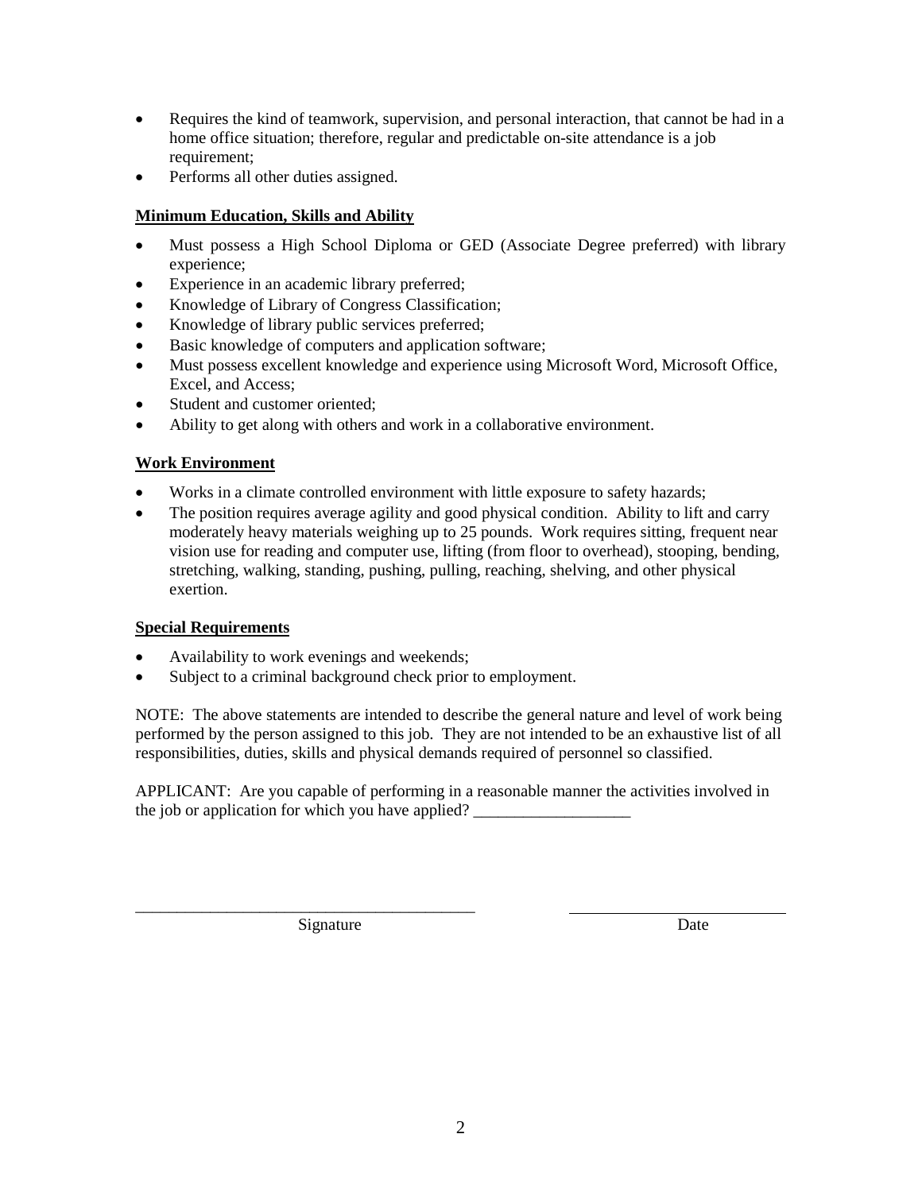- Requires the kind of teamwork, supervision, and personal interaction, that cannot be had in a home office situation; therefore, regular and predictable on-site attendance is a job requirement;
- Performs all other duties assigned.

**Minimum Education, Skills and Ability**

- Must possess a High School Diploma or GED (Associate Degree preferred) with library experience;
- Experience in an academic library preferred;
- Knowledge of Library of Congress Classification;
- Knowledge of library public services preferred;
- Basic knowledge of computers and application software;
- Must possess excellent knowledge and experience using Microsoft Word, Microsoft Office, Excel, and Access;
- Student and customer oriented;
- Ability to get along with others and work in a collaborative environment.

**Work Environment**

- Works in a climate controlled environment with little exposure to safety hazards;
- The position requires average agility and good physical condition. Ability to lift and carry moderately heavy materials weighing up to 25 pounds. Work requires sitting, frequent near vision use for reading and computer use, lifting (from floor to overhead), stooping, bending, stretching, walking, standing, pushing, pulling, reaching, shelving, and other physical exertion.

**Special Requirements**

- Availability to work evenings and weekends;
- Subject to a criminal background check prior to employment.

NOTE: The above statements are intended to describe the general nature and level of work being performed by the person assigned to this job. They are not intended to be an exhaustive list of all responsibilities, duties, skills and physical demands required of personnel so classified.

APPLICANT: Are you capable of performing in a reasonable manner the activities involved in the job or application for which you have applied? ___________________

_________________________________________ Signature

__________________________ Date